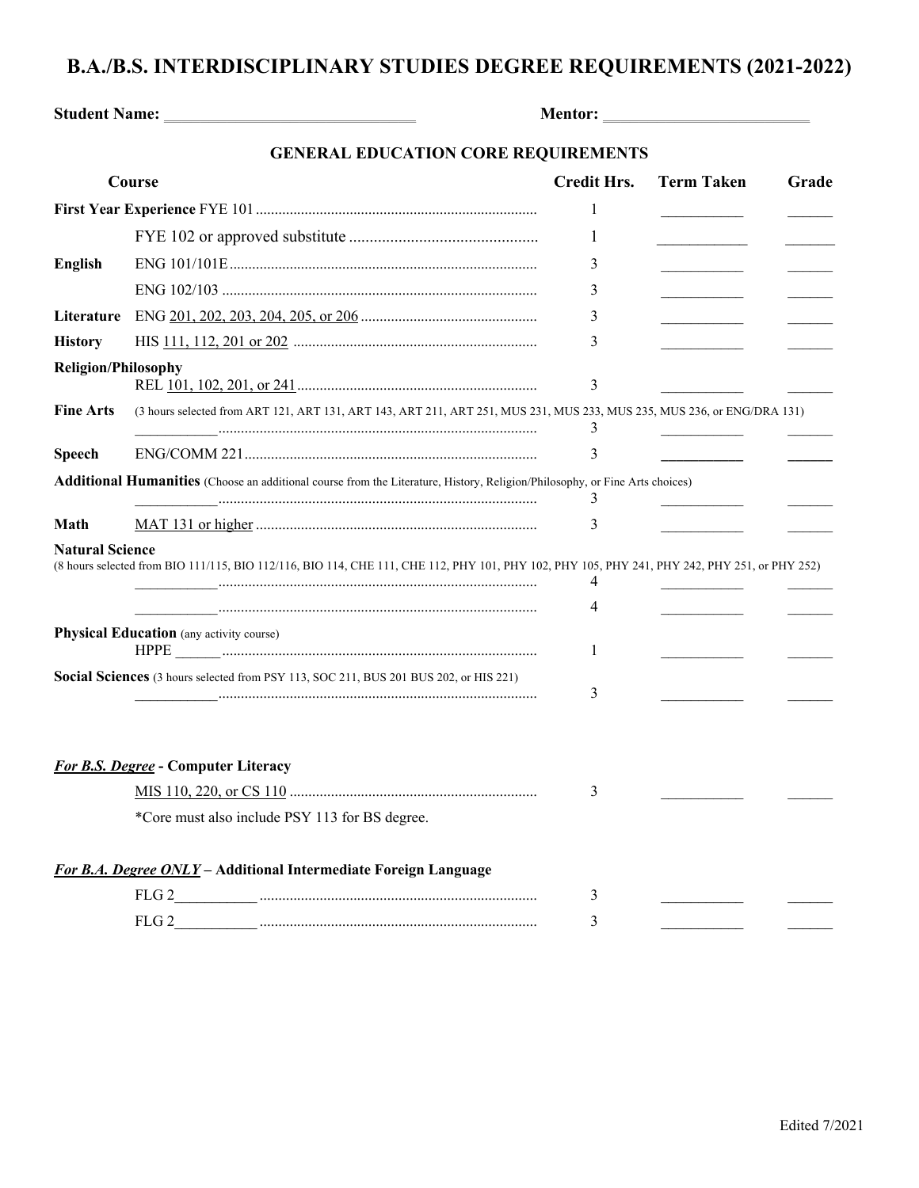# B.A./B.S. INTERDISCIPLINARY STUDIES DEGREE REQUIREMENTS (2021-2022)

**Student Name:** ______________________________ **Mentor:** ________________________

## GENERAL EDUCATION CORE REQUIREMENTS

| Course | | Credit Hrs. | Term Taken | Grade |
|---|---|---|---|---|
| **First Year Experience** | FYE 101 | 1 | ________ | _____ |
| | FYE 102 or approved substitute | 1 | ________ | _____ |
| **English** | ENG 101/101E | 3 | ________ | _____ |
| | ENG 102/103 | 3 | ________ | _____ |
| **Literature** | ENG 201, 202, 203, 204, 205, or 206 | 3 | ________ | _____ |
| **History** | HIS 111, 112, 201 or 202 | 3 | ________ | _____ |
| **Religion/Philosophy** | REL 101, 102, 201, or 241 | 3 | ________ | _____ |
| **Fine Arts** | (3 hours selected from ART 121, ART 131, ART 143, ART 211, ART 251, MUS 231, MUS 233, MUS 235, MUS 236, or ENG/DRA 131) ________ | 3 | ________ | _____ |
| **Speech** | ENG/COMM 221 | 3 | ________ | _____ |
| **Additional Humanities** (Choose an additional course from the Literature, History, Religion/Philosophy, or Fine Arts choices) | ________ | 3 | ________ | _____ |
| **Math** | MAT 131 or higher | 3 | ________ | _____ |
| **Natural Science** (8 hours selected from BIO 111/115, BIO 112/116, BIO 114, CHE 111, CHE 112, PHY 101, PHY 102, PHY 105, PHY 241, PHY 242, PHY 251, or PHY 252) | ________ | 4 | ________ | _____ |
| | ________ | 4 | ________ | _____ |
| **Physical Education** (any activity course) | HPPE _____ | 1 | ________ | _____ |
| **Social Sciences** (3 hours selected from PSY 113, SOC 211, BUS 201 BUS 202, or HIS 221) | ________ | 3 | ________ | _____ |

### *For B.S. Degree* - Computer Literacy

| Course | Credit Hrs. | Term Taken | Grade |
|---|---|---|---|
| MIS 110, 220, or CS 110 | 3 | ________ | _____ |

*Core must also include PSY 113 for BS degree.

### *For B.A. Degree ONLY* – Additional Intermediate Foreign Language

| Course | Credit Hrs. | Term Taken | Grade |
|---|---|---|---|
| FLG 2________ | 3 | ________ | _____ |
| FLG 2________ | 3 | ________ | _____ |

Edited 7/2021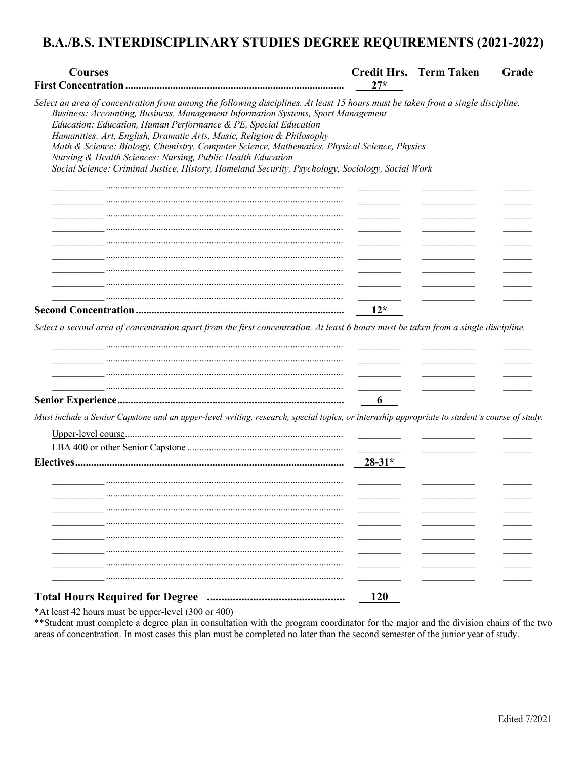# B.A./B.S. INTERDISCIPLINARY STUDIES DEGREE REQUIREMENTS (2021-2022)

| Courses | Credit Hrs. | Term Taken | Grade |
|---|---|---|---|
| **First Concentration** | 27* | | |

*Select an area of concentration from among the following disciplines. At least 15 hours must be taken from a single discipline.*

*Business: Accounting, Business, Management Information Systems, Sport Management*
*Education: Education, Human Performance & PE, Special Education*
*Humanities: Art, English, Dramatic Arts, Music, Religion & Philosophy*
*Math & Science: Biology, Chemistry, Computer Science, Mathematics, Physical Science, Physics*
*Nursing & Health Sciences: Nursing, Public Health Education*
*Social Science: Criminal Justice, History, Homeland Security, Psychology, Sociology, Social Work*

| Courses | Credit Hrs. | Term Taken | Grade |
|---|---|---|---|
| ____________ | ________ | ________ | ______ |
| ____________ | ________ | ________ | ______ |
| ____________ | ________ | ________ | ______ |
| ____________ | ________ | ________ | ______ |
| ____________ | ________ | ________ | ______ |
| ____________ | ________ | ________ | ______ |
| ____________ | ________ | ________ | ______ |
| ____________ | ________ | ________ | ______ |
| ____________ | ________ | ________ | ______ |
| **Second Concentration** | 12* | | |

*Select a second area of concentration apart from the first concentration. At least 6 hours must be taken from a single discipline.*

| Courses | Credit Hrs. | Term Taken | Grade |
|---|---|---|---|
| ____________ | ________ | ________ | ______ |
| ____________ | ________ | ________ | ______ |
| ____________ | ________ | ________ | ______ |
| ____________ | ________ | ________ | ______ |
| **Senior Experience** | 6 | | |

*Must include a Senior Capstone and an upper-level writing, research, special topics, or internship appropriate to student's course of study.*

| Courses | Credit Hrs. | Term Taken | Grade |
|---|---|---|---|
| Upper-level course | ________ | ________ | ______ |
| LBA 400 or other Senior Capstone | ________ | ________ | ______ |
| **Electives** | 28-31* | | |
| ____________ | ________ | ________ | ______ |
| ____________ | ________ | ________ | ______ |
| ____________ | ________ | ________ | ______ |
| ____________ | ________ | ________ | ______ |
| ____________ | ________ | ________ | ______ |
| ____________ | ________ | ________ | ______ |
| ____________ | ________ | ________ | ______ |
| ____________ | ________ | ________ | ______ |
| **Total Hours Required for Degree** | 120 | | |

*At least 42 hours must be upper-level (300 or 400)

**Student must complete a degree plan in consultation with the program coordinator for the major and the division chairs of the two areas of concentration. In most cases this plan must be completed no later than the second semester of the junior year of study.

Edited 7/2021